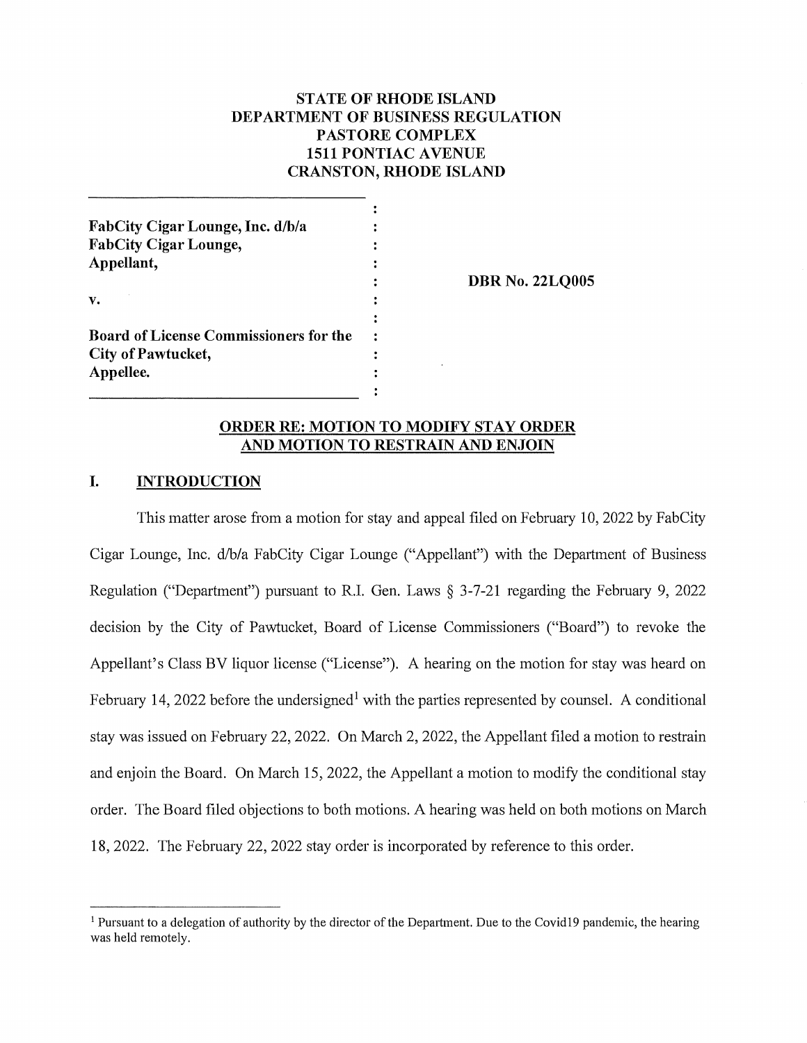**STATE OF RHODE ISLAND**
**DEPARTMENT OF BUSINESS REGULATION**
**PASTORE COMPLEX**
**1511 PONTIAC AVENUE**
**CRANSTON, RHODE ISLAND**

| | |
|---|---|
| **FabCity Cigar Lounge, Inc. d/b/a FabCity Cigar Lounge, Appellant,** | |
| | **DBR No. 22LQ005** |
| **v.** | |
| **Board of License Commissioners for the City of Pawtucket, Appellee.** | |

**ORDER RE: MOTION TO MODIFY STAY ORDER AND MOTION TO RESTRAIN AND ENJOIN**

## I. INTRODUCTION

This matter arose from a motion for stay and appeal filed on February 10, 2022 by FabCity Cigar Lounge, Inc. d/b/a FabCity Cigar Lounge ("Appellant") with the Department of Business Regulation ("Department") pursuant to R.I. Gen. Laws § 3-7-21 regarding the February 9, 2022 decision by the City of Pawtucket, Board of License Commissioners ("Board") to revoke the Appellant's Class BV liquor license ("License"). A hearing on the motion for stay was heard on February 14, 2022 before the undersigned[1] with the parties represented by counsel. A conditional stay was issued on February 22, 2022. On March 2, 2022, the Appellant filed a motion to restrain and enjoin the Board. On March 15, 2022, the Appellant a motion to modify the conditional stay order. The Board filed objections to both motions. A hearing was held on both motions on March 18, 2022. The February 22, 2022 stay order is incorporated by reference to this order.

[1] Pursuant to a delegation of authority by the director of the Department. Due to the Covid19 pandemic, the hearing was held remotely.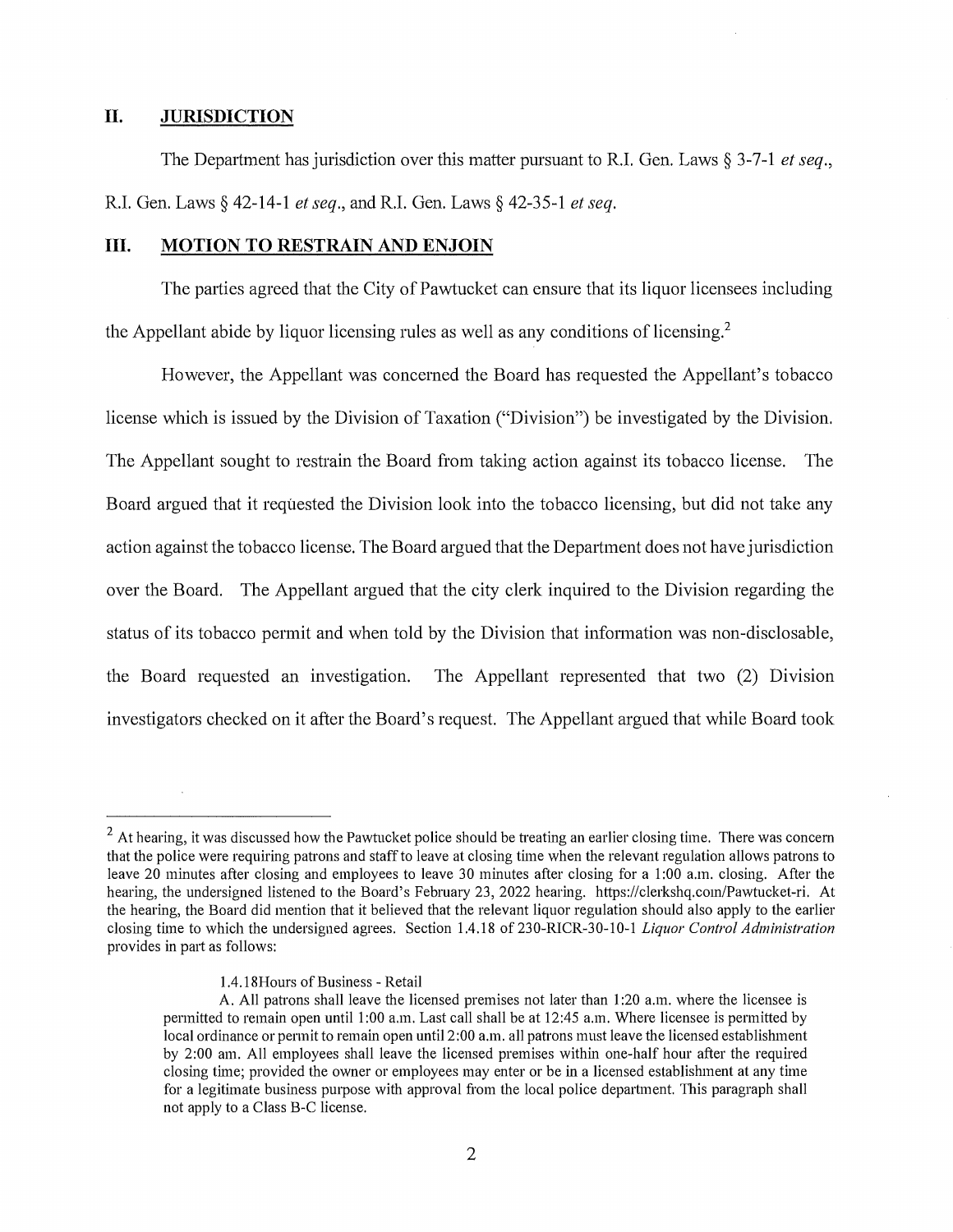## II. JURISDICTION

The Department has jurisdiction over this matter pursuant to R.I. Gen. Laws § 3-7-1 *et seq*., R.I. Gen. Laws § 42-14-1 *et seq*., and R.I. Gen. Laws § 42-35-1 *et seq*.

## III. MOTION TO RESTRAIN AND ENJOIN

The parties agreed that the City of Pawtucket can ensure that its liquor licensees including the Appellant abide by liquor licensing rules as well as any conditions of licensing.[2]

However, the Appellant was concerned the Board has requested the Appellant's tobacco license which is issued by the Division of Taxation ("Division") be investigated by the Division. The Appellant sought to restrain the Board from taking action against its tobacco license. The Board argued that it requested the Division look into the tobacco licensing, but did not take any action against the tobacco license. The Board argued that the Department does not have jurisdiction over the Board. The Appellant argued that the city clerk inquired to the Division regarding the status of its tobacco permit and when told by the Division that information was non-disclosable, the Board requested an investigation. The Appellant represented that two (2) Division investigators checked on it after the Board's request. The Appellant argued that while Board took

---

[2] At hearing, it was discussed how the Pawtucket police should be treating an earlier closing time. There was concern that the police were requiring patrons and staff to leave at closing time when the relevant regulation allows patrons to leave 20 minutes after closing and employees to leave 30 minutes after closing for a 1:00 a.m. closing. After the hearing, the undersigned listened to the Board's February 23, 2022 hearing. https://clerkshq.com/Pawtucket-ri. At the hearing, the Board did mention that it believed that the relevant liquor regulation should also apply to the earlier closing time to which the undersigned agrees. Section 1.4.18 of 230-RICR-30-10-1 *Liquor Control Administration* provides in part as follows:

> 1.4.18Hours of Business - Retail
>
> A. All patrons shall leave the licensed premises not later than 1:20 a.m. where the licensee is permitted to remain open until 1:00 a.m. Last call shall be at 12:45 a.m. Where licensee is permitted by local ordinance or permit to remain open until 2:00 a.m. all patrons must leave the licensed establishment by 2:00 am. All employees shall leave the licensed premises within one-half hour after the required closing time; provided the owner or employees may enter or be in a licensed establishment at any time for a legitimate business purpose with approval from the local police department. This paragraph shall not apply to a Class B-C license.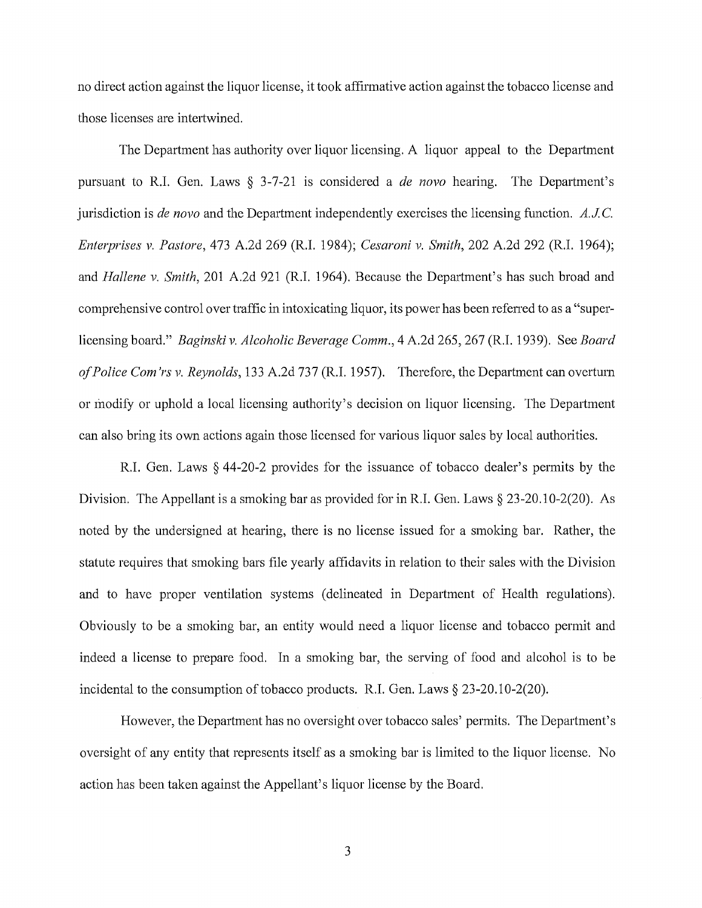no direct action against the liquor license, it took affirmative action against the tobacco license and those licenses are intertwined.

The Department has authority over liquor licensing. A liquor appeal to the Department pursuant to R.I. Gen. Laws § 3-7-21 is considered a *de novo* hearing. The Department's jurisdiction is *de novo* and the Department independently exercises the licensing function. *A.J.C. Enterprises v. Pastore*, 473 A.2d 269 (R.I. 1984); *Cesaroni v. Smith*, 202 A.2d 292 (R.I. 1964); and *Hallene v. Smith*, 201 A.2d 921 (R.I. 1964). Because the Department's has such broad and comprehensive control over traffic in intoxicating liquor, its power has been referred to as a "super-licensing board." *Baginski v. Alcoholic Beverage Comm.*, 4 A.2d 265, 267 (R.I. 1939). See *Board of Police Com'rs v. Reynolds*, 133 A.2d 737 (R.I. 1957). Therefore, the Department can overturn or modify or uphold a local licensing authority's decision on liquor licensing. The Department can also bring its own actions again those licensed for various liquor sales by local authorities.

R.I. Gen. Laws § 44-20-2 provides for the issuance of tobacco dealer's permits by the Division. The Appellant is a smoking bar as provided for in R.I. Gen. Laws § 23-20.10-2(20). As noted by the undersigned at hearing, there is no license issued for a smoking bar. Rather, the statute requires that smoking bars file yearly affidavits in relation to their sales with the Division and to have proper ventilation systems (delineated in Department of Health regulations). Obviously to be a smoking bar, an entity would need a liquor license and tobacco permit and indeed a license to prepare food. In a smoking bar, the serving of food and alcohol is to be incidental to the consumption of tobacco products. R.I. Gen. Laws § 23-20.10-2(20).

However, the Department has no oversight over tobacco sales' permits. The Department's oversight of any entity that represents itself as a smoking bar is limited to the liquor license. No action has been taken against the Appellant's liquor license by the Board.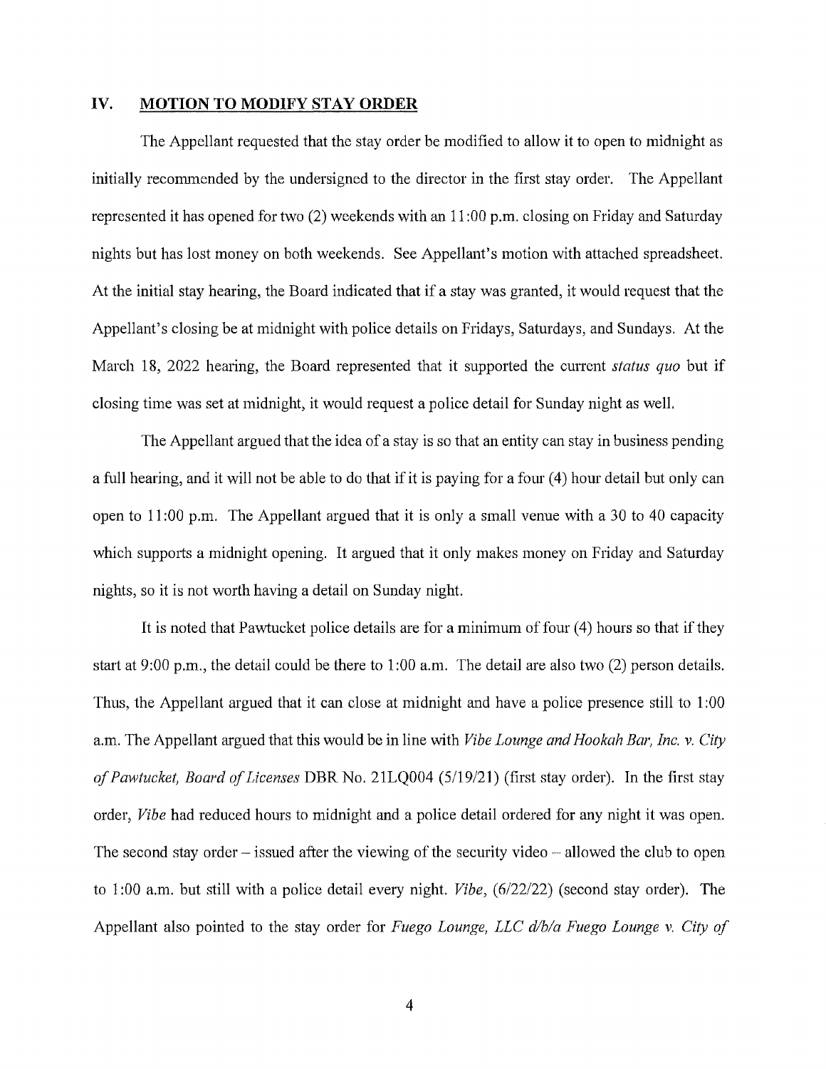## IV. MOTION TO MODIFY STAY ORDER

The Appellant requested that the stay order be modified to allow it to open to midnight as initially recommended by the undersigned to the director in the first stay order. The Appellant represented it has opened for two (2) weekends with an 11:00 p.m. closing on Friday and Saturday nights but has lost money on both weekends. See Appellant's motion with attached spreadsheet. At the initial stay hearing, the Board indicated that if a stay was granted, it would request that the Appellant's closing be at midnight with police details on Fridays, Saturdays, and Sundays. At the March 18, 2022 hearing, the Board represented that it supported the current *status quo* but if closing time was set at midnight, it would request a police detail for Sunday night as well.

The Appellant argued that the idea of a stay is so that an entity can stay in business pending a full hearing, and it will not be able to do that if it is paying for a four (4) hour detail but only can open to 11:00 p.m. The Appellant argued that it is only a small venue with a 30 to 40 capacity which supports a midnight opening. It argued that it only makes money on Friday and Saturday nights, so it is not worth having a detail on Sunday night.

It is noted that Pawtucket police details are for a minimum of four (4) hours so that if they start at 9:00 p.m., the detail could be there to 1:00 a.m. The detail are also two (2) person details. Thus, the Appellant argued that it can close at midnight and have a police presence still to 1:00 a.m. The Appellant argued that this would be in line with *Vibe Lounge and Hookah Bar, Inc. v. City of Pawtucket, Board of Licenses* DBR No. 21LQ004 (5/19/21) (first stay order). In the first stay order, *Vibe* had reduced hours to midnight and a police detail ordered for any night it was open. The second stay order – issued after the viewing of the security video – allowed the club to open to 1:00 a.m. but still with a police detail every night. *Vibe*, (6/22/22) (second stay order). The Appellant also pointed to the stay order for *Fuego Lounge, LLC d/b/a Fuego Lounge v. City of*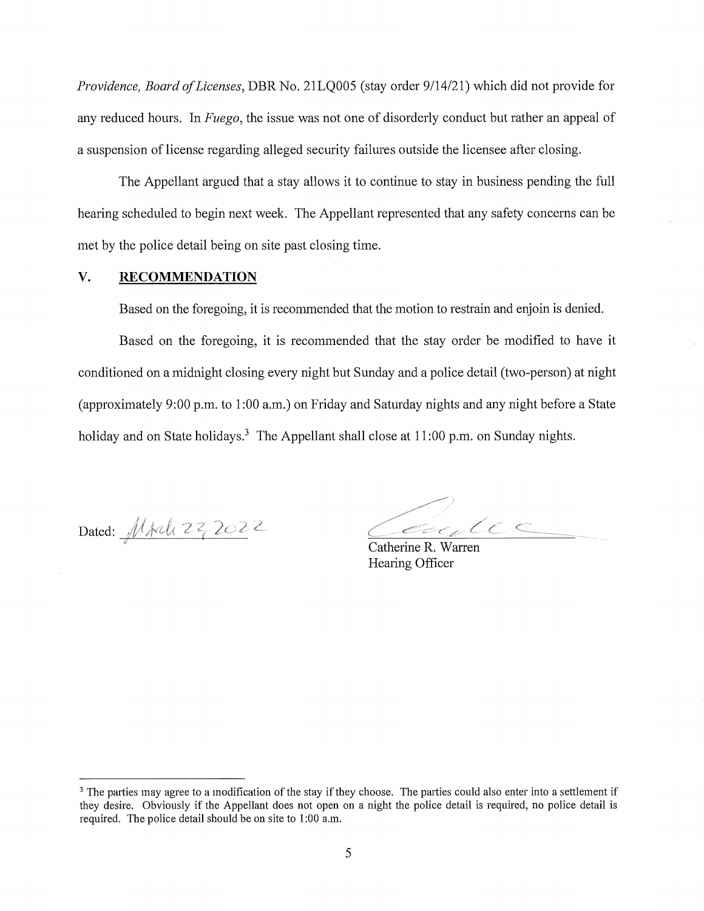*Providence, Board of Licenses*, DBR No. 21LQ005 (stay order 9/14/21) which did not provide for any reduced hours. In *Fuego*, the issue was not one of disorderly conduct but rather an appeal of a suspension of license regarding alleged security failures outside the licensee after closing.

The Appellant argued that a stay allows it to continue to stay in business pending the full hearing scheduled to begin next week. The Appellant represented that any safety concerns can be met by the police detail being on site past closing time.

## V. RECOMMENDATION

Based on the foregoing, it is recommended that the motion to restrain and enjoin is denied.

Based on the foregoing, it is recommended that the stay order be modified to have it conditioned on a midnight closing every night but Sunday and a police detail (two-person) at night (approximately 9:00 p.m. to 1:00 a.m.) on Friday and Saturday nights and any night before a State holiday and on State holidays.[3] The Appellant shall close at 11:00 p.m. on Sunday nights.

Dated: March 22, 2022

Catherine R. Warren
Hearing Officer

[3] The parties may agree to a modification of the stay if they choose. The parties could also enter into a settlement if they desire. Obviously if the Appellant does not open on a night the police detail is required, no police detail is required. The police detail should be on site to 1:00 a.m.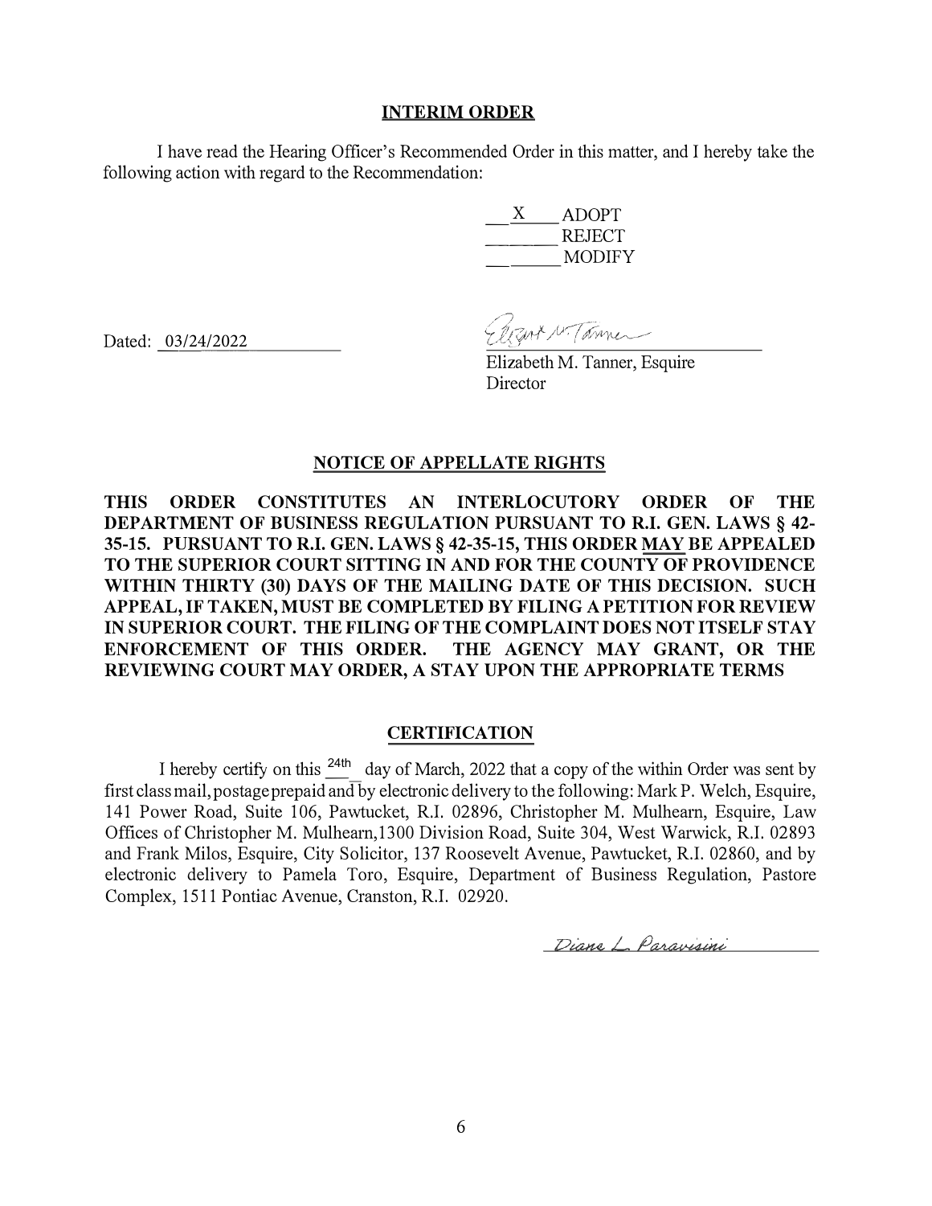## INTERIM ORDER

I have read the Hearing Officer's Recommended Order in this matter, and I hereby take the following action with regard to the Recommendation:

\_\_X\_\_\_ ADOPT
\_\_\_\_\_\_\_ REJECT
\_\_\_\_\_\_\_ MODIFY

Dated: 03/24/2022

Elizabeth M. Tanner, Esquire
Director

## NOTICE OF APPELLATE RIGHTS

**THIS ORDER CONSTITUTES AN INTERLOCUTORY ORDER OF THE DEPARTMENT OF BUSINESS REGULATION PURSUANT TO R.I. GEN. LAWS § 42-35-15. PURSUANT TO R.I. GEN. LAWS § 42-35-15, THIS ORDER MAY BE APPEALED TO THE SUPERIOR COURT SITTING IN AND FOR THE COUNTY OF PROVIDENCE WITHIN THIRTY (30) DAYS OF THE MAILING DATE OF THIS DECISION. SUCH APPEAL, IF TAKEN, MUST BE COMPLETED BY FILING A PETITION FOR REVIEW IN SUPERIOR COURT. THE FILING OF THE COMPLAINT DOES NOT ITSELF STAY ENFORCEMENT OF THIS ORDER. THE AGENCY MAY GRANT, OR THE REVIEWING COURT MAY ORDER, A STAY UPON THE APPROPRIATE TERMS**

## CERTIFICATION

I hereby certify on this 24th day of March, 2022 that a copy of the within Order was sent by first class mail, postage prepaid and by electronic delivery to the following: Mark P. Welch, Esquire, 141 Power Road, Suite 106, Pawtucket, R.I. 02896, Christopher M. Mulhearn, Esquire, Law Offices of Christopher M. Mulhearn,1300 Division Road, Suite 304, West Warwick, R.I. 02893 and Frank Milos, Esquire, City Solicitor, 137 Roosevelt Avenue, Pawtucket, R.I. 02860, and by electronic delivery to Pamela Toro, Esquire, Department of Business Regulation, Pastore Complex, 1511 Pontiac Avenue, Cranston, R.I. 02920.

Diane L. Paravisini